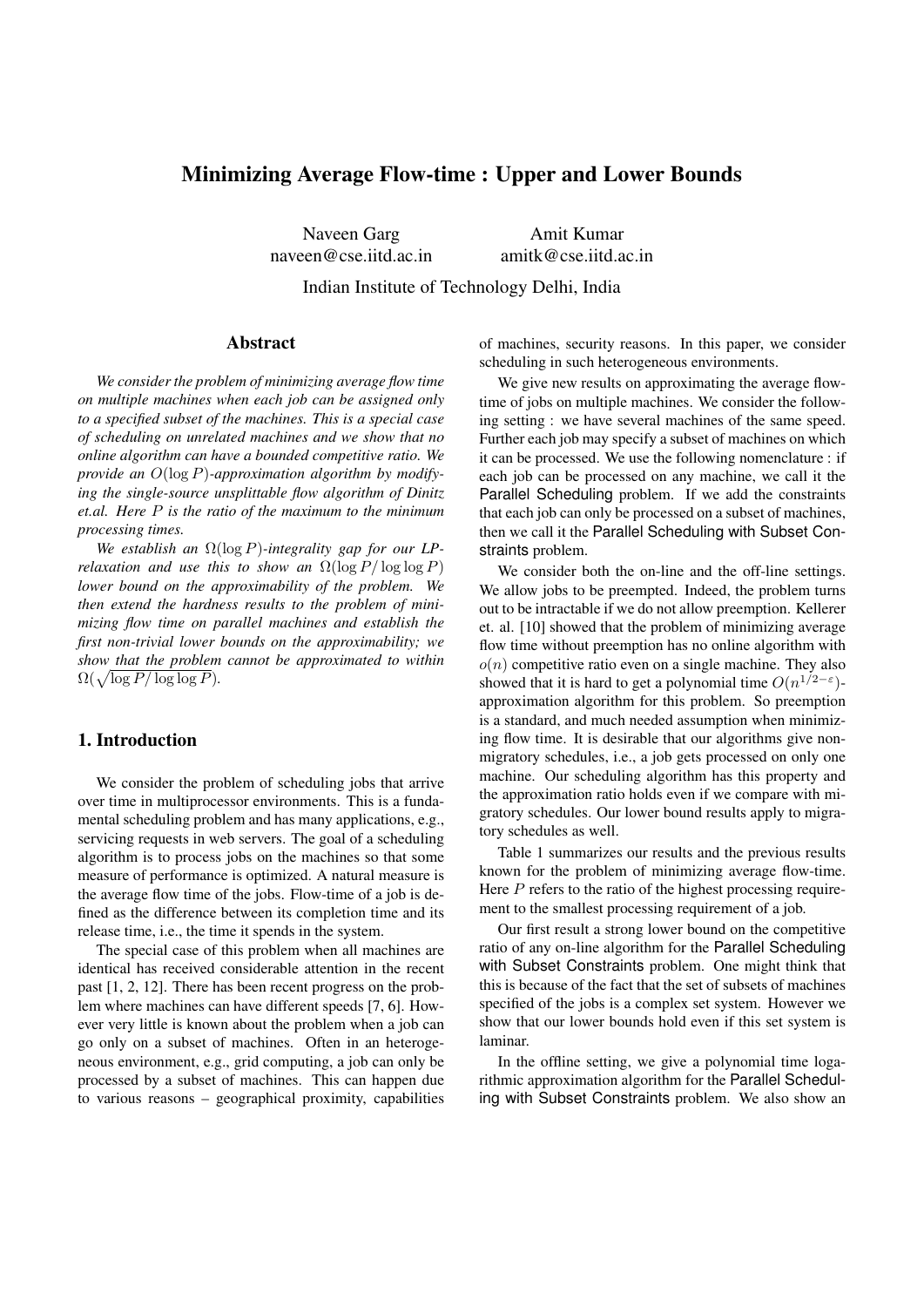# Minimizing Average Flow-time : Upper and Lower Bounds

Naveen Garg
naveen@cse.iitd.ac.in

Amit Kumar
amitk@cse.iitd.ac.in

Indian Institute of Technology Delhi, India

## Abstract

*We consider the problem of minimizing average flow time on multiple machines when each job can be assigned only to a specified subset of the machines. This is a special case of scheduling on unrelated machines and we show that no online algorithm can have a bounded competitive ratio. We provide an $O(\log P)$-approximation algorithm by modifying the single-source unsplittable flow algorithm of Dinitz et.al. Here $P$ is the ratio of the maximum to the minimum processing times.*

*We establish an $\Omega(\log P)$-integrality gap for our LP-relaxation and use this to show an $\Omega(\log P/\log\log P)$ lower bound on the approximability of the problem. We then extend the hardness results to the problem of minimizing flow time on parallel machines and establish the first non-trivial lower bounds on the approximability; we show that the problem cannot be approximated to within $\Omega(\sqrt{\log P/\log\log P})$.*

## 1. Introduction

We consider the problem of scheduling jobs that arrive over time in multiprocessor environments. This is a fundamental scheduling problem and has many applications, e.g., servicing requests in web servers. The goal of a scheduling algorithm is to process jobs on the machines so that some measure of performance is optimized. A natural measure is the average flow time of the jobs. Flow-time of a job is defined as the difference between its completion time and its release time, i.e., the time it spends in the system.

The special case of this problem when all machines are identical has received considerable attention in the recent past [1, 2, 12]. There has been recent progress on the problem where machines can have different speeds [7, 6]. However very little is known about the problem when a job can go only on a subset of machines. Often in an heterogeneous environment, e.g., grid computing, a job can only be processed by a subset of machines. This can happen due to various reasons – geographical proximity, capabilities of machines, security reasons. In this paper, we consider scheduling in such heterogeneous environments.

We give new results on approximating the average flow-time of jobs on multiple machines. We consider the following setting : we have several machines of the same speed. Further each job may specify a subset of machines on which it can be processed. We use the following nomenclature : if each job can be processed on any machine, we call it the Parallel Scheduling problem. If we add the constraints that each job can only be processed on a subset of machines, then we call it the Parallel Scheduling with Subset Constraints problem.

We consider both the on-line and the off-line settings. We allow jobs to be preempted. Indeed, the problem turns out to be intractable if we do not allow preemption. Kellerer et. al. [10] showed that the problem of minimizing average flow time without preemption has no online algorithm with $o(n)$ competitive ratio even on a single machine. They also showed that it is hard to get a polynomial time $O(n^{1/2-\varepsilon})$-approximation algorithm for this problem. So preemption is a standard, and much needed assumption when minimizing flow time. It is desirable that our algorithms give non-migratory schedules, i.e., a job gets processed on only one machine. Our scheduling algorithm has this property and the approximation ratio holds even if we compare with migratory schedules. Our lower bound results apply to migratory schedules as well.

Table 1 summarizes our results and the previous results known for the problem of minimizing average flow-time. Here $P$ refers to the ratio of the highest processing requirement to the smallest processing requirement of a job.

Our first result a strong lower bound on the competitive ratio of any on-line algorithm for the Parallel Scheduling with Subset Constraints problem. One might think that this is because of the fact that the set of subsets of machines specified of the jobs is a complex set system. However we show that our lower bounds hold even if this set system is laminar.

In the offline setting, we give a polynomial time logarithmic approximation algorithm for the Parallel Scheduling with Subset Constraints problem. We also show an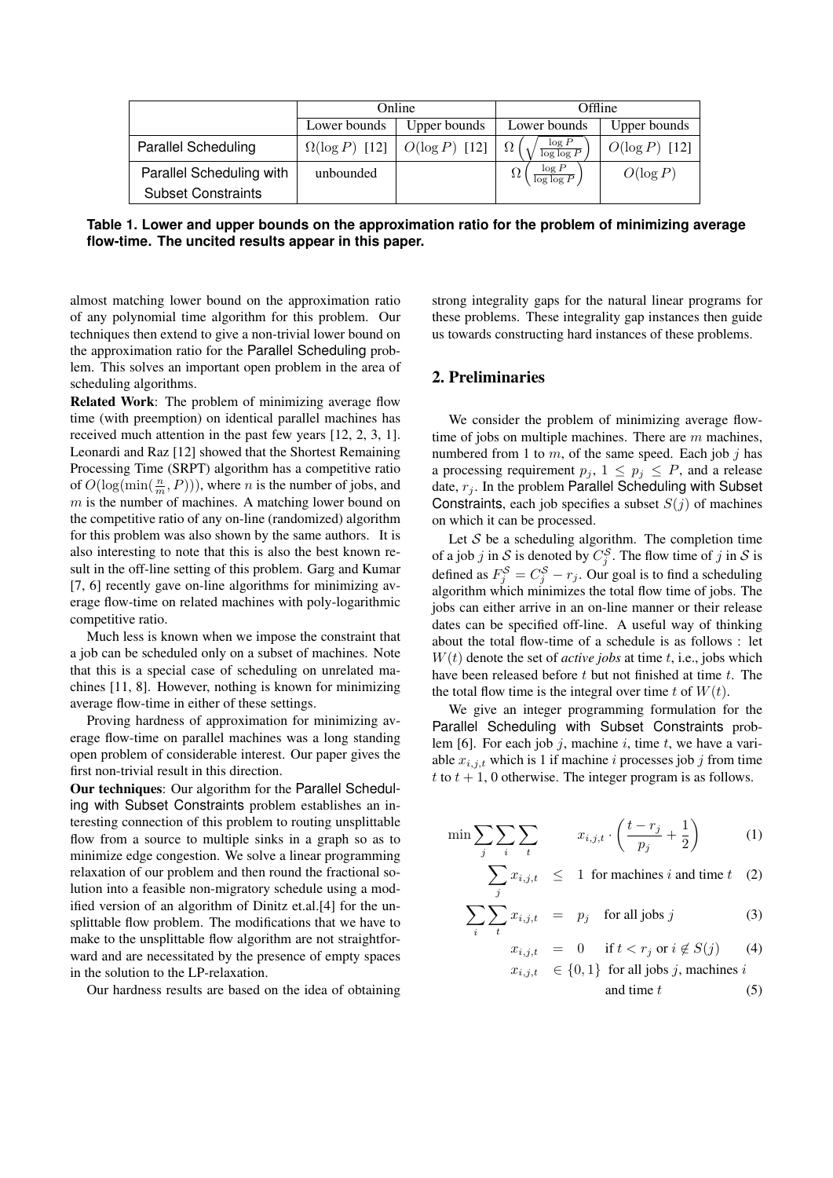| | Online | | Offline | |
|---|---|---|---|---|
| | Lower bounds | Upper bounds | Lower bounds | Upper bounds |
| Parallel Scheduling | $\Omega(\log P)$ [12] | $O(\log P)$ [12] | $\Omega\left(\sqrt{\frac{\log P}{\log \log P}}\right)$ | $O(\log P)$ [12] |
| Parallel Scheduling with Subset Constraints | unbounded | | $\Omega\left(\frac{\log P}{\log \log P}\right)$ | $O(\log P)$ |

**Table 1. Lower and upper bounds on the approximation ratio for the problem of minimizing average flow-time. The uncited results appear in this paper.**

almost matching lower bound on the approximation ratio of any polynomial time algorithm for this problem. Our techniques then extend to give a non-trivial lower bound on the approximation ratio for the Parallel Scheduling problem. This solves an important open problem in the area of scheduling algorithms.

**Related Work**: The problem of minimizing average flow time (with preemption) on identical parallel machines has received much attention in the past few years [12, 2, 3, 1]. Leonardi and Raz [12] showed that the Shortest Remaining Processing Time (SRPT) algorithm has a competitive ratio of $O(\log(\min(\frac{n}{m}, P)))$, where $n$ is the number of jobs, and $m$ is the number of machines. A matching lower bound on the competitive ratio of any on-line (randomized) algorithm for this problem was also shown by the same authors. It is also interesting to note that this is also the best known result in the off-line setting of this problem. Garg and Kumar [7, 6] recently gave on-line algorithms for minimizing average flow-time on related machines with poly-logarithmic competitive ratio.

Much less is known when we impose the constraint that a job can be scheduled only on a subset of machines. Note that this is a special case of scheduling on unrelated machines [11, 8]. However, nothing is known for minimizing average flow-time in either of these settings.

Proving hardness of approximation for minimizing average flow-time on parallel machines was a long standing open problem of considerable interest. Our paper gives the first non-trivial result in this direction.

**Our techniques**: Our algorithm for the Parallel Scheduling with Subset Constraints problem establishes an interesting connection of this problem to routing unsplittable flow from a source to multiple sinks in a graph so as to minimize edge congestion. We solve a linear programming relaxation of our problem and then round the fractional solution into a feasible non-migratory schedule using a modified version of an algorithm of Dinitz et.al.[4] for the unsplittable flow problem. The modifications that we have to make to the unsplittable flow algorithm are not straightforward and are necessitated by the presence of empty spaces in the solution to the LP-relaxation.

Our hardness results are based on the idea of obtaining strong integrality gaps for the natural linear programs for these problems. These integrality gap instances then guide us towards constructing hard instances of these problems.

## 2. Preliminaries

We consider the problem of minimizing average flow-time of jobs on multiple machines. There are $m$ machines, numbered from 1 to $m$, of the same speed. Each job $j$ has a processing requirement $p_j$, $1 \leq p_j \leq P$, and a release date, $r_j$. In the problem Parallel Scheduling with Subset Constraints, each job specifies a subset $S(j)$ of machines on which it can be processed.

Let $\mathcal{S}$ be a scheduling algorithm. The completion time of a job $j$ in $\mathcal{S}$ is denoted by $C_j^{\mathcal{S}}$. The flow time of $j$ in $\mathcal{S}$ is defined as $F_j^{\mathcal{S}} = C_j^{\mathcal{S}} - r_j$. Our goal is to find a scheduling algorithm which minimizes the total flow time of jobs. The jobs can either arrive in an on-line manner or their release dates can be specified off-line. A useful way of thinking about the total flow-time of a schedule is as follows : let $W(t)$ denote the set of *active jobs* at time $t$, i.e., jobs which have been released before $t$ but not finished at time $t$. The the total flow time is the integral over time $t$ of $W(t)$.

We give an integer programming formulation for the Parallel Scheduling with Subset Constraints problem [6]. For each job $j$, machine $i$, time $t$, we have a variable $x_{i,j,t}$ which is 1 if machine $i$ processes job $j$ from time $t$ to $t+1$, 0 otherwise. The integer program is as follows.

$$\min \sum_j \sum_i \sum_t \quad x_{i,j,t} \cdot \left( \frac{t - r_j}{p_j} + \frac{1}{2} \right) \tag{1}$$

$$\sum_j x_{i,j,t} \quad \leq \quad 1 \quad \text{for machines } i \text{ and time } t \tag{2}$$

$$\sum_i \sum_t x_{i,j,t} \quad = \quad p_j \quad \text{for all jobs } j \tag{3}$$

$$x_{i,j,t} \quad = \quad 0 \quad \text{if } t < r_j \text{ or } i \notin S(j) \tag{4}$$

$$x_{i,j,t} \quad \in \{0,1\} \quad \text{for all jobs } j \text{, machines } i \text{ and time } t \tag{5}$$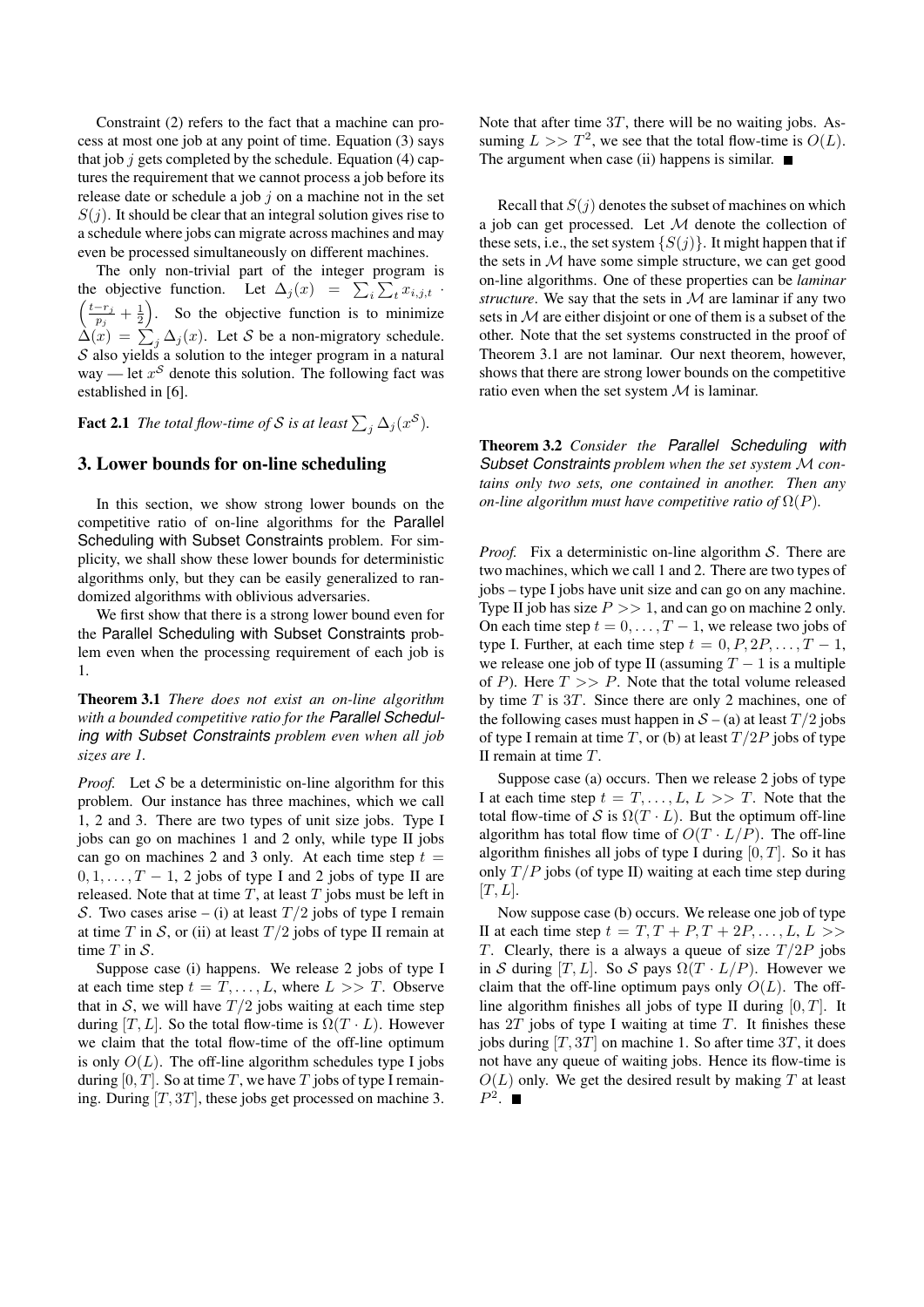Constraint (2) refers to the fact that a machine can process at most one job at any point of time. Equation (3) says that job $j$ gets completed by the schedule. Equation (4) captures the requirement that we cannot process a job before its release date or schedule a job $j$ on a machine not in the set $S(j)$. It should be clear that an integral solution gives rise to a schedule where jobs can migrate across machines and may even be processed simultaneously on different machines.

The only non-trivial part of the integer program is the objective function. Let $\Delta_j(x) = \sum_i \sum_t x_{i,j,t} \cdot \left(\frac{t-r_j}{p_j} + \frac{1}{2}\right)$. So the objective function is to minimize $\Delta(x) = \sum_j \Delta_j(x)$. Let $\mathcal{S}$ be a non-migratory schedule. $\mathcal{S}$ also yields a solution to the integer program in a natural way — let $x^{\mathcal{S}}$ denote this solution. The following fact was established in [6].

**Fact 2.1** *The total flow-time of $\mathcal{S}$ is at least $\sum_j \Delta_j(x^{\mathcal{S}})$.*

## 3. Lower bounds for on-line scheduling

In this section, we show strong lower bounds on the competitive ratio of on-line algorithms for the Parallel Scheduling with Subset Constraints problem. For simplicity, we shall show these lower bounds for deterministic algorithms only, but they can be easily generalized to randomized algorithms with oblivious adversaries.

We first show that there is a strong lower bound even for the Parallel Scheduling with Subset Constraints problem even when the processing requirement of each job is 1.

**Theorem 3.1** *There does not exist an on-line algorithm with a bounded competitive ratio for the Parallel Scheduling with Subset Constraints problem even when all job sizes are 1.*

*Proof.* Let $\mathcal{S}$ be a deterministic on-line algorithm for this problem. Our instance has three machines, which we call 1, 2 and 3. There are two types of unit size jobs. Type I jobs can go on machines 1 and 2 only, while type II jobs can go on machines 2 and 3 only. At each time step $t = 0, 1, \ldots, T-1$, 2 jobs of type I and 2 jobs of type II are released. Note that at time $T$, at least $T$ jobs must be left in $\mathcal{S}$. Two cases arise – (i) at least $T/2$ jobs of type I remain at time $T$ in $\mathcal{S}$, or (ii) at least $T/2$ jobs of type II remain at time $T$ in $\mathcal{S}$.

Suppose case (i) happens. We release 2 jobs of type I at each time step $t = T, \ldots, L$, where $L >> T$. Observe that in $\mathcal{S}$, we will have $T/2$ jobs waiting at each time step during $[T, L]$. So the total flow-time is $\Omega(T \cdot L)$. However we claim that the total flow-time of the off-line optimum is only $O(L)$. The off-line algorithm schedules type I jobs during $[0, T]$. So at time $T$, we have $T$ jobs of type I remaining. During $[T, 3T]$, these jobs get processed on machine 3. Note that after time $3T$, there will be no waiting jobs. Assuming $L >> T^2$, we see that the total flow-time is $O(L)$. The argument when case (ii) happens is similar. ■

Recall that $S(j)$ denotes the subset of machines on which a job can get processed. Let $\mathcal{M}$ denote the collection of these sets, i.e., the set system $\{S(j)\}$. It might happen that if the sets in $\mathcal{M}$ have some simple structure, we can get good on-line algorithms. One of these properties can be *laminar structure*. We say that the sets in $\mathcal{M}$ are laminar if any two sets in $\mathcal{M}$ are either disjoint or one of them is a subset of the other. Note that the set systems constructed in the proof of Theorem 3.1 are not laminar. Our next theorem, however, shows that there are strong lower bounds on the competitive ratio even when the set system $\mathcal{M}$ is laminar.

**Theorem 3.2** *Consider the Parallel Scheduling with Subset Constraints problem when the set system $\mathcal{M}$ contains only two sets, one contained in another. Then any on-line algorithm must have competitive ratio of $\Omega(P)$.*

*Proof.* Fix a deterministic on-line algorithm $\mathcal{S}$. There are two machines, which we call 1 and 2. There are two types of jobs – type I jobs have unit size and can go on any machine. Type II job has size $P >> 1$, and can go on machine 2 only. On each time step $t = 0, \ldots, T-1$, we release two jobs of type I. Further, at each time step $t = 0, P, 2P, \ldots, T-1$, we release one job of type II (assuming $T-1$ is a multiple of $P$). Here $T >> P$. Note that the total volume released by time $T$ is $3T$. Since there are only 2 machines, one of the following cases must happen in $\mathcal{S}$ – (a) at least $T/2$ jobs of type I remain at time $T$, or (b) at least $T/2P$ jobs of type II remain at time $T$.

Suppose case (a) occurs. Then we release 2 jobs of type I at each time step $t = T, \ldots, L$, $L >> T$. Note that the total flow-time of $\mathcal{S}$ is $\Omega(T \cdot L)$. But the optimum off-line algorithm has total flow time of $O(T \cdot L/P)$. The off-line algorithm finishes all jobs of type I during $[0, T]$. So it has only $T/P$ jobs (of type II) waiting at each time step during $[T, L]$.

Now suppose case (b) occurs. We release one job of type II at each time step $t = T, T+P, T+2P, \ldots, L$, $L >> T$. Clearly, there is a always a queue of size $T/2P$ jobs in $\mathcal{S}$ during $[T, L]$. So $\mathcal{S}$ pays $\Omega(T \cdot L/P)$. However we claim that the off-line optimum pays only $O(L)$. The off-line algorithm finishes all jobs of type II during $[0, T]$. It has $2T$ jobs of type I waiting at time $T$. It finishes these jobs during $[T, 3T]$ on machine 1. So after time $3T$, it does not have any queue of waiting jobs. Hence its flow-time is $O(L)$ only. We get the desired result by making $T$ at least $P^2$. ■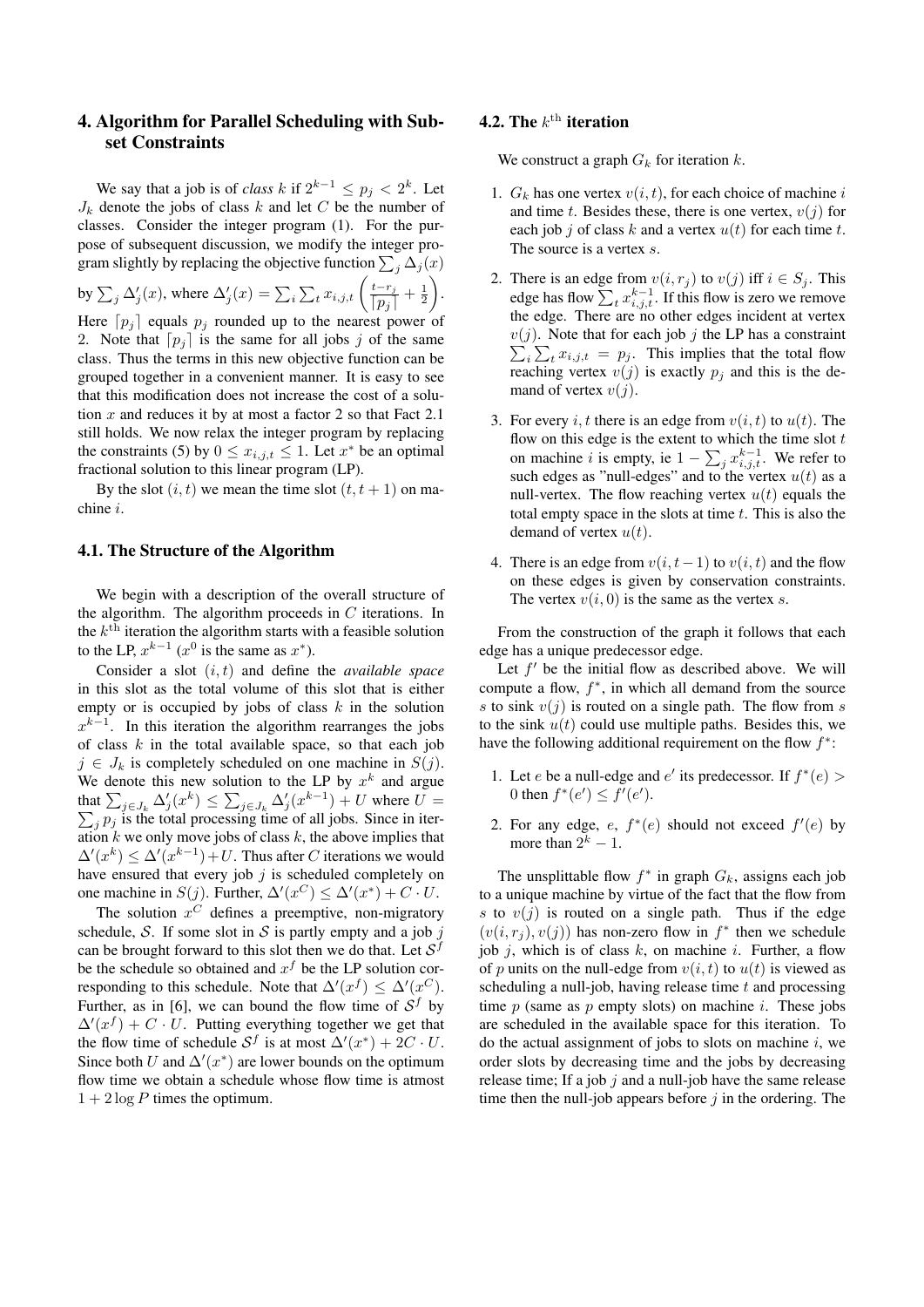## 4. Algorithm for Parallel Scheduling with Subset Constraints

We say that a job is of *class* $k$ if $2^{k-1} \leq p_j < 2^k$. Let $J_k$ denote the jobs of class $k$ and let $C$ be the number of classes. Consider the integer program (1). For the purpose of subsequent discussion, we modify the integer program slightly by replacing the objective function $\sum_j \Delta_j(x)$ by $\sum_j \Delta'_j(x)$, where $\Delta'_j(x) = \sum_i \sum_t x_{i,j,t} \left( \frac{t - r_j}{\lceil p_j \rceil} + \frac{1}{2} \right)$. Here $\lceil p_j \rceil$ equals $p_j$ rounded up to the nearest power of 2. Note that $\lceil p_j \rceil$ is the same for all jobs $j$ of the same class. Thus the terms in this new objective function can be grouped together in a convenient manner. It is easy to see that this modification does not increase the cost of a solution $x$ and reduces it by at most a factor 2 so that Fact 2.1 still holds. We now relax the integer program by replacing the constraints (5) by $0 \leq x_{i,j,t} \leq 1$. Let $x^*$ be an optimal fractional solution to this linear program (LP).

By the slot $(i, t)$ we mean the time slot $(t, t+1)$ on machine $i$.

### 4.1. The Structure of the Algorithm

We begin with a description of the overall structure of the algorithm. The algorithm proceeds in $C$ iterations. In the $k^{\text{th}}$ iteration the algorithm starts with a feasible solution to the LP, $x^{k-1}$ ($x^0$ is the same as $x^*$).

Consider a slot $(i, t)$ and define the *available space* in this slot as the total volume of this slot that is either empty or is occupied by jobs of class $k$ in the solution $x^{k-1}$. In this iteration the algorithm rearranges the jobs of class $k$ in the total available space, so that each job $j \in J_k$ is completely scheduled on one machine in $S(j)$. We denote this new solution to the LP by $x^k$ and argue that $\sum_{j \in J_k} \Delta'_j(x^k) \leq \sum_{j \in J_k} \Delta'_j(x^{k-1}) + U$ where $U = \sum_j p_j$ is the total processing time of all jobs. Since in iteration $k$ we only move jobs of class $k$, the above implies that $\Delta'(x^k) \leq \Delta'(x^{k-1}) + U$. Thus after $C$ iterations we would have ensured that every job $j$ is scheduled completely on one machine in $S(j)$. Further, $\Delta'(x^C) \leq \Delta'(x^*) + C \cdot U$.

The solution $x^C$ defines a preemptive, non-migratory schedule, $\mathcal{S}$. If some slot in $\mathcal{S}$ is partly empty and a job $j$ can be brought forward to this slot then we do that. Let $\mathcal{S}^f$ be the schedule so obtained and $x^f$ be the LP solution corresponding to this schedule. Note that $\Delta'(x^f) \leq \Delta'(x^C)$. Further, as in [6], we can bound the flow time of $\mathcal{S}^f$ by $\Delta'(x^f) + C \cdot U$. Putting everything together we get that the flow time of schedule $\mathcal{S}^f$ is at most $\Delta'(x^*) + 2C \cdot U$. Since both $U$ and $\Delta'(x^*)$ are lower bounds on the optimum flow time we obtain a schedule whose flow time is atmost $1 + 2 \log P$ times the optimum.

### 4.2. The $k^{\text{th}}$ iteration

We construct a graph $G_k$ for iteration $k$.

1. $G_k$ has one vertex $v(i, t)$, for each choice of machine $i$ and time $t$. Besides these, there is one vertex, $v(j)$ for each job $j$ of class $k$ and a vertex $u(t)$ for each time $t$. The source is a vertex $s$.

2. There is an edge from $v(i, r_j)$ to $v(j)$ iff $i \in S_j$. This edge has flow $\sum_t x_{i,j,t}^{k-1}$. If this flow is zero we remove the edge. There are no other edges incident at vertex $v(j)$. Note that for each job $j$ the LP has a constraint $\sum_i \sum_t x_{i,j,t} = p_j$. This implies that the total flow reaching vertex $v(j)$ is exactly $p_j$ and this is the demand of vertex $v(j)$.

3. For every $i, t$ there is an edge from $v(i, t)$ to $u(t)$. The flow on this edge is the extent to which the time slot $t$ on machine $i$ is empty, ie $1 - \sum_j x_{i,j,t}^{k-1}$. We refer to such edges as "null-edges" and to the vertex $u(t)$ as a null-vertex. The flow reaching vertex $u(t)$ equals the total empty space in the slots at time $t$. This is also the demand of vertex $u(t)$.

4. There is an edge from $v(i, t-1)$ to $v(i, t)$ and the flow on these edges is given by conservation constraints. The vertex $v(i, 0)$ is the same as the vertex $s$.

From the construction of the graph it follows that each edge has a unique predecessor edge.

Let $f'$ be the initial flow as described above. We will compute a flow, $f^*$, in which all demand from the source $s$ to sink $v(j)$ is routed on a single path. The flow from $s$ to the sink $u(t)$ could use multiple paths. Besides this, we have the following additional requirement on the flow $f^*$:

1. Let $e$ be a null-edge and $e'$ its predecessor. If $f^*(e) > 0$ then $f^*(e') \leq f'(e')$.

2. For any edge, $e$, $f^*(e)$ should not exceed $f'(e)$ by more than $2^k - 1$.

The unsplittable flow $f^*$ in graph $G_k$, assigns each job to a unique machine by virtue of the fact that the flow from $s$ to $v(j)$ is routed on a single path. Thus if the edge $(v(i, r_j), v(j))$ has non-zero flow in $f^*$ then we schedule job $j$, which is of class $k$, on machine $i$. Further, a flow of $p$ units on the null-edge from $v(i, t)$ to $u(t)$ is viewed as scheduling a null-job, having release time $t$ and processing time $p$ (same as $p$ empty slots) on machine $i$. These jobs are scheduled in the available space for this iteration. To do the actual assignment of jobs to slots on machine $i$, we order slots by decreasing time and the jobs by decreasing release time; If a job $j$ and a null-job have the same release time then the null-job appears before $j$ in the ordering. The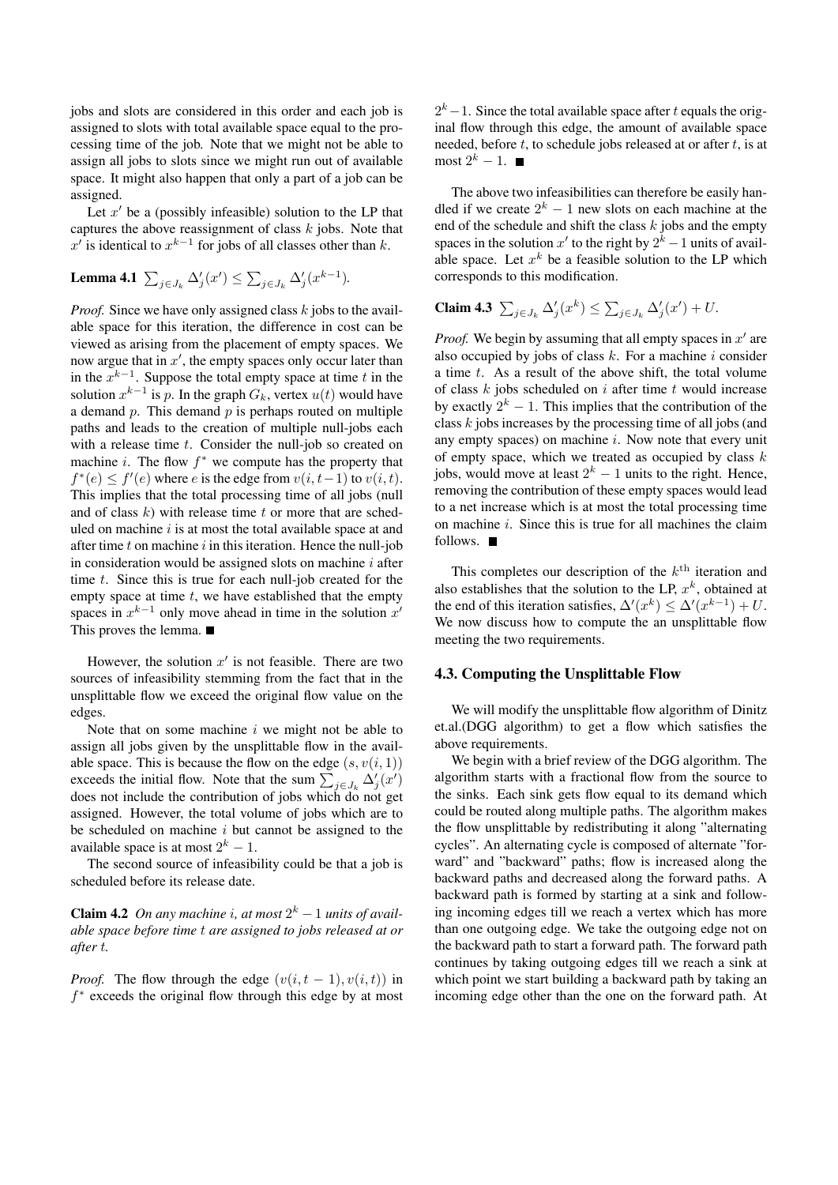jobs and slots are considered in this order and each job is assigned to slots with total available space equal to the processing time of the job. Note that we might not be able to assign all jobs to slots since we might run out of available space. It might also happen that only a part of a job can be assigned.

Let $x'$ be a (possibly infeasible) solution to the LP that captures the above reassignment of class $k$ jobs. Note that $x'$ is identical to $x^{k-1}$ for jobs of all classes other than $k$.

**Lemma 4.1** $\sum_{j \in J_k} \Delta'_j(x') \leq \sum_{j \in J_k} \Delta'_j(x^{k-1})$.

*Proof.* Since we have only assigned class $k$ jobs to the available space for this iteration, the difference in cost can be viewed as arising from the placement of empty spaces. We now argue that in $x'$, the empty spaces only occur later than in the $x^{k-1}$. Suppose the total empty space at time $t$ in the solution $x^{k-1}$ is $p$. In the graph $G_k$, vertex $u(t)$ would have a demand $p$. This demand $p$ is perhaps routed on multiple paths and leads to the creation of multiple null-jobs each with a release time $t$. Consider the null-job so created on machine $i$. The flow $f^*$ we compute has the property that $f^*(e) \leq f'(e)$ where $e$ is the edge from $v(i, t-1)$ to $v(i, t)$. This implies that the total processing time of all jobs (null and of class $k$) with release time $t$ or more that are scheduled on machine $i$ is at most the total available space at and after time $t$ on machine $i$ in this iteration. Hence the null-job in consideration would be assigned slots on machine $i$ after time $t$. Since this is true for each null-job created for the empty space at time $t$, we have established that the empty spaces in $x^{k-1}$ only move ahead in time in the solution $x'$ This proves the lemma. ■

However, the solution $x'$ is not feasible. There are two sources of infeasibility stemming from the fact that in the unsplittable flow we exceed the original flow value on the edges.

Note that on some machine $i$ we might not be able to assign all jobs given by the unsplittable flow in the available space. This is because the flow on the edge $(s, v(i, 1))$ exceeds the initial flow. Note that the sum $\sum_{j \in J_k} \Delta'_j(x')$ does not include the contribution of jobs which do not get assigned. However, the total volume of jobs which are to be scheduled on machine $i$ but cannot be assigned to the available space is at most $2^k - 1$.

The second source of infeasibility could be that a job is scheduled before its release date.

**Claim 4.2** *On any machine $i$, at most $2^k - 1$ units of available space before time $t$ are assigned to jobs released at or after $t$.*

*Proof.* The flow through the edge $(v(i, t-1), v(i, t))$ in $f^*$ exceeds the original flow through this edge by at most $2^k - 1$. Since the total available space after $t$ equals the original flow through this edge, the amount of available space needed, before $t$, to schedule jobs released at or after $t$, is at most $2^k - 1$. ■

The above two infeasibilities can therefore be easily handled if we create $2^k - 1$ new slots on each machine at the end of the schedule and shift the class $k$ jobs and the empty spaces in the solution $x'$ to the right by $2^k - 1$ units of available space. Let $x^k$ be a feasible solution to the LP which corresponds to this modification.

**Claim 4.3** $\sum_{j \in J_k} \Delta'_j(x^k) \leq \sum_{j \in J_k} \Delta'_j(x') + U$.

*Proof.* We begin by assuming that all empty spaces in $x'$ are also occupied by jobs of class $k$. For a machine $i$ consider a time $t$. As a result of the above shift, the total volume of class $k$ jobs scheduled on $i$ after time $t$ would increase by exactly $2^k - 1$. This implies that the contribution of the class $k$ jobs increases by the processing time of all jobs (and any empty spaces) on machine $i$. Now note that every unit of empty space, which we treated as occupied by class $k$ jobs, would move at least $2^k - 1$ units to the right. Hence, removing the contribution of these empty spaces would lead to a net increase which is at most the total processing time on machine $i$. Since this is true for all machines the claim follows. ■

This completes our description of the $k^{\text{th}}$ iteration and also establishes that the solution to the LP, $x^k$, obtained at the end of this iteration satisfies, $\Delta'(x^k) \leq \Delta'(x^{k-1}) + U$. We now discuss how to compute the an unsplittable flow meeting the two requirements.

### 4.3. Computing the Unsplittable Flow

We will modify the unsplittable flow algorithm of Dinitz et.al.(DGG algorithm) to get a flow which satisfies the above requirements.

We begin with a brief review of the DGG algorithm. The algorithm starts with a fractional flow from the source to the sinks. Each sink gets flow equal to its demand which could be routed along multiple paths. The algorithm makes the flow unsplittable by redistributing it along "alternating cycles". An alternating cycle is composed of alternate "forward" and "backward" paths; flow is increased along the backward paths and decreased along the forward paths. A backward path is formed by starting at a sink and following incoming edges till we reach a vertex which has more than one outgoing edge. We take the outgoing edge not on the backward path to start a forward path. The forward path continues by taking outgoing edges till we reach a sink at which point we start building a backward path by taking an incoming edge other than the one on the forward path. At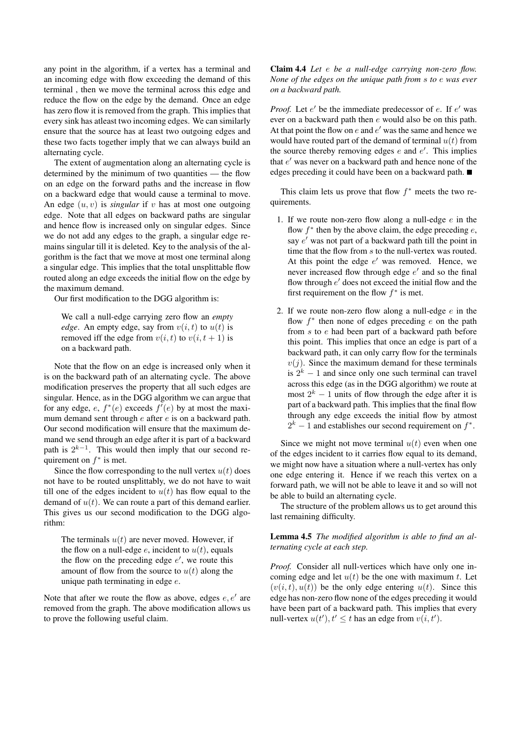any point in the algorithm, if a vertex has a terminal and an incoming edge with flow exceeding the demand of this terminal , then we move the terminal across this edge and reduce the flow on the edge by the demand. Once an edge has zero flow it is removed from the graph. This implies that every sink has atleast two incoming edges. We can similarly ensure that the source has at least two outgoing edges and these two facts together imply that we can always build an alternating cycle.

The extent of augmentation along an alternating cycle is determined by the minimum of two quantities — the flow on an edge on the forward paths and the increase in flow on a backward edge that would cause a terminal to move. An edge $(u, v)$ is *singular* if $v$ has at most one outgoing edge. Note that all edges on backward paths are singular and hence flow is increased only on singular edges. Since we do not add any edges to the graph, a singular edge remains singular till it is deleted. Key to the analysis of the algorithm is the fact that we move at most one terminal along a singular edge. This implies that the total unsplittable flow routed along an edge exceeds the initial flow on the edge by the maximum demand.

Our first modification to the DGG algorithm is:

> We call a null-edge carrying zero flow an *empty edge*. An empty edge, say from $v(i, t)$ to $u(t)$ is removed iff the edge from $v(i, t)$ to $v(i, t + 1)$ is on a backward path.

Note that the flow on an edge is increased only when it is on the backward path of an alternating cycle. The above modification preserves the property that all such edges are singular. Hence, as in the DGG algorithm we can argue that for any edge, $e$, $f^*(e)$ exceeds $f'(e)$ by at most the maximum demand sent through $e$ after $e$ is on a backward path. Our second modification will ensure that the maximum demand we send through an edge after it is part of a backward path is $2^{k-1}$. This would then imply that our second requirement on $f^*$ is met.

Since the flow corresponding to the null vertex $u(t)$ does not have to be routed unsplittably, we do not have to wait till one of the edges incident to $u(t)$ has flow equal to the demand of $u(t)$. We can route a part of this demand earlier. This gives us our second modification to the DGG algorithm:

> The terminals $u(t)$ are never moved. However, if the flow on a null-edge $e$, incident to $u(t)$, equals the flow on the preceding edge $e'$, we route this amount of flow from the source to $u(t)$ along the unique path terminating in edge $e$.

Note that after we route the flow as above, edges $e, e'$ are removed from the graph. The above modification allows us to prove the following useful claim.

**Claim 4.4** *Let $e$ be a null-edge carrying non-zero flow. None of the edges on the unique path from $s$ to $e$ was ever on a backward path.*

*Proof.* Let $e'$ be the immediate predecessor of $e$. If $e'$ was ever on a backward path then $e$ would also be on this path. At that point the flow on $e$ and $e'$ was the same and hence we would have routed part of the demand of terminal $u(t)$ from the source thereby removing edges $e$ and $e'$. This implies that $e'$ was never on a backward path and hence none of the edges preceding it could have been on a backward path. ■

This claim lets us prove that flow $f^*$ meets the two requirements.

1. If we route non-zero flow along a null-edge $e$ in the flow $f^*$ then by the above claim, the edge preceding $e$, say $e'$ was not part of a backward path till the point in time that the flow from $s$ to the null-vertex was routed. At this point the edge $e'$ was removed. Hence, we never increased flow through edge $e'$ and so the final flow through $e'$ does not exceed the initial flow and the first requirement on the flow $f^*$ is met.

2. If we route non-zero flow along a null-edge $e$ in the flow $f^*$ then none of edges preceding $e$ on the path from $s$ to $e$ had been part of a backward path before this point. This implies that once an edge is part of a backward path, it can only carry flow for the terminals $v(j)$. Since the maximum demand for these terminals is $2^k - 1$ and since only one such terminal can travel across this edge (as in the DGG algorithm) we route at most $2^k - 1$ units of flow through the edge after it is part of a backward path. This implies that the final flow through any edge exceeds the initial flow by atmost $2^k - 1$ and establishes our second requirement on $f^*$.

Since we might not move terminal $u(t)$ even when one of the edges incident to it carries flow equal to its demand, we might now have a situation where a null-vertex has only one edge entering it. Hence if we reach this vertex on a forward path, we will not be able to leave it and so will not be able to build an alternating cycle.

The structure of the problem allows us to get around this last remaining difficulty.

**Lemma 4.5** *The modified algorithm is able to find an alternating cycle at each step.*

*Proof.* Consider all null-vertices which have only one incoming edge and let $u(t)$ be the one with maximum $t$. Let $(v(i, t), u(t))$ be the only edge entering $u(t)$. Since this edge has non-zero flow none of the edges preceding it would have been part of a backward path. This implies that every null-vertex $u(t'), t' \leq t$ has an edge from $v(i, t')$.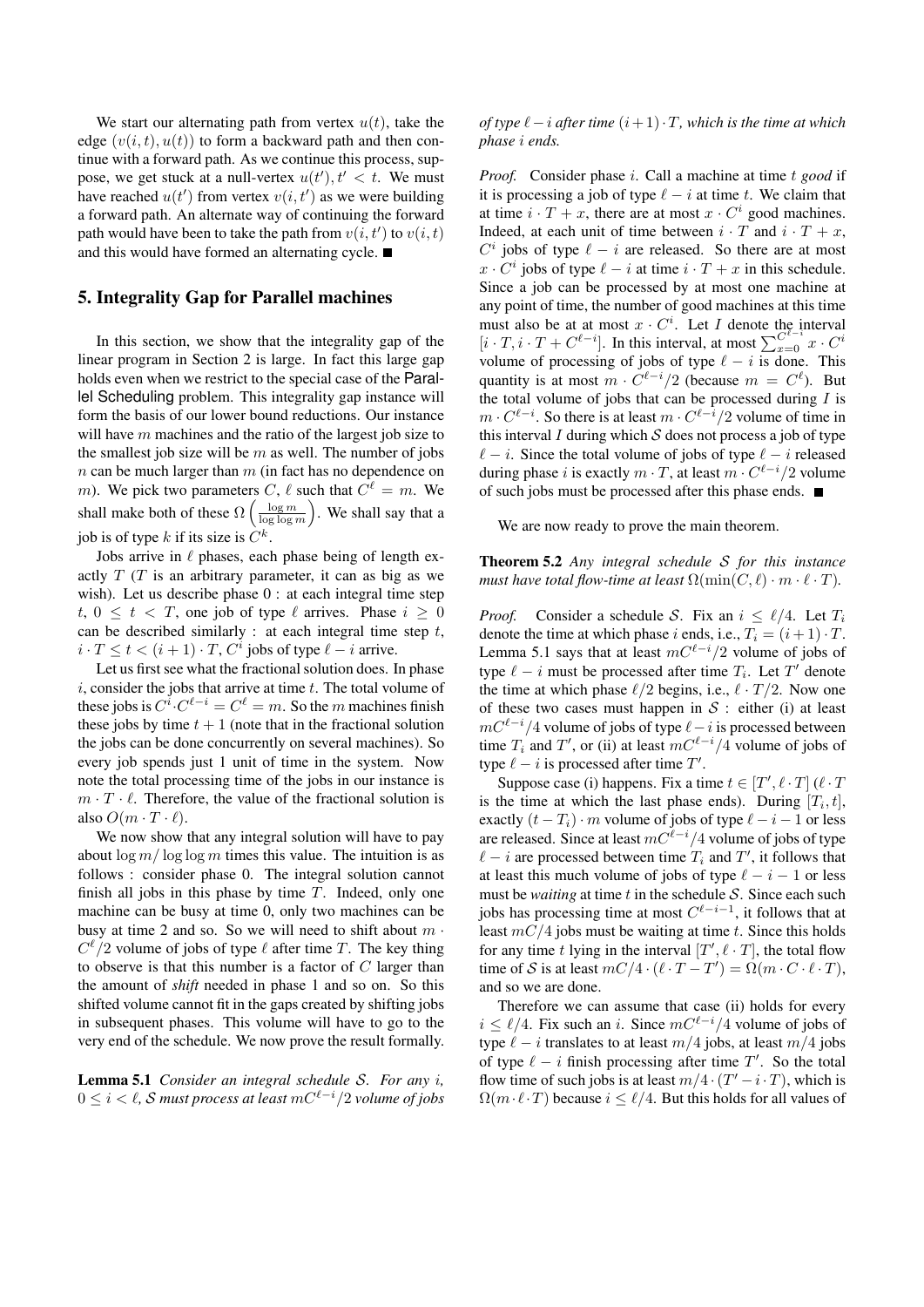We start our alternating path from vertex $u(t)$, take the edge $(v(i,t), u(t))$ to form a backward path and then continue with a forward path. As we continue this process, suppose, we get stuck at a null-vertex $u(t'), t' < t$. We must have reached $u(t')$ from vertex $v(i,t')$ as we were building a forward path. An alternate way of continuing the forward path would have been to take the path from $v(i,t')$ to $v(i,t)$ and this would have formed an alternating cycle. ■

## 5. Integrality Gap for Parallel machines

In this section, we show that the integrality gap of the linear program in Section 2 is large. In fact this large gap holds even when we restrict to the special case of the Parallel Scheduling problem. This integrality gap instance will form the basis of our lower bound reductions. Our instance will have $m$ machines and the ratio of the largest job size to the smallest job size will be $m$ as well. The number of jobs $n$ can be much larger than $m$ (in fact has no dependence on $m$). We pick two parameters $C$, $\ell$ such that $C^\ell = m$. We shall make both of these $\Omega\left(\frac{\log m}{\log \log m}\right)$. We shall say that a job is of type $k$ if its size is $C^k$.

Jobs arrive in $\ell$ phases, each phase being of length exactly $T$ ($T$ is an arbitrary parameter, it can as big as we wish). Let us describe phase 0 : at each integral time step $t$, $0 \leq t < T$, one job of type $\ell$ arrives. Phase $i \geq 0$ can be described similarly : at each integral time step $t$, $i \cdot T \leq t < (i+1) \cdot T$, $C^i$ jobs of type $\ell - i$ arrive.

Let us first see what the fractional solution does. In phase $i$, consider the jobs that arrive at time $t$. The total volume of these jobs is $C^i \cdot C^{\ell - i} = C^\ell = m$. So the $m$ machines finish these jobs by time $t+1$ (note that in the fractional solution the jobs can be done concurrently on several machines). So every job spends just 1 unit of time in the system. Now note the total processing time of the jobs in our instance is $m \cdot T \cdot \ell$. Therefore, the value of the fractional solution is also $O(m \cdot T \cdot \ell)$.

We now show that any integral solution will have to pay about $\log m / \log \log m$ times this value. The intuition is as follows : consider phase 0. The integral solution cannot finish all jobs in this phase by time $T$. Indeed, only one machine can be busy at time 0, only two machines can be busy at time 2 and so. So we will need to shift about $m \cdot C^\ell/2$ volume of jobs of type $\ell$ after time $T$. The key thing to observe is that this number is a factor of $C$ larger than the amount of *shift* needed in phase 1 and so on. So this shifted volume cannot fit in the gaps created by shifting jobs in subsequent phases. This volume will have to go to the very end of the schedule. We now prove the result formally.

**Lemma 5.1** *Consider an integral schedule $\mathcal{S}$. For any $i$, $0 \leq i < \ell$, $\mathcal{S}$ must process at least $mC^{\ell-i}/2$ volume of jobs of type $\ell - i$ after time $(i+1) \cdot T$, which is the time at which phase $i$ ends.*

*Proof.* Consider phase $i$. Call a machine at time $t$ *good* if it is processing a job of type $\ell - i$ at time $t$. We claim that at time $i \cdot T + x$, there are at most $x \cdot C^i$ good machines. Indeed, at each unit of time between $i \cdot T$ and $i \cdot T + x$, $C^i$ jobs of type $\ell - i$ are released. So there are at most $x \cdot C^i$ jobs of type $\ell - i$ at time $i \cdot T + x$ in this schedule. Since a job can be processed by at most one machine at any point of time, the number of good machines at this time must also be at at most $x \cdot C^i$. Let $I$ denote the interval $[i \cdot T, i \cdot T + C^{\ell-i}]$. In this interval, at most $\sum_{x=0}^{C^{\ell-i}} x \cdot C^i$ volume of processing of jobs of type $\ell - i$ is done. This quantity is at most $m \cdot C^{\ell-i}/2$ (because $m = C^\ell$). But the total volume of jobs that can be processed during $I$ is $m \cdot C^{\ell-i}$. So there is at least $m \cdot C^{\ell-i}/2$ volume of time in this interval $I$ during which $\mathcal{S}$ does not process a job of type $\ell - i$. Since the total volume of jobs of type $\ell - i$ released during phase $i$ is exactly $m \cdot T$, at least $m \cdot C^{\ell-i}/2$ volume of such jobs must be processed after this phase ends. ■

We are now ready to prove the main theorem.

**Theorem 5.2** *Any integral schedule $\mathcal{S}$ for this instance must have total flow-time at least $\Omega(\min(C, \ell) \cdot m \cdot \ell \cdot T)$.*

*Proof.* Consider a schedule $\mathcal{S}$. Fix an $i \leq \ell/4$. Let $T_i$ denote the time at which phase $i$ ends, i.e., $T_i = (i+1) \cdot T$. Lemma 5.1 says that at least $mC^{\ell-i}/2$ volume of jobs of type $\ell - i$ must be processed after time $T_i$. Let $T'$ denote the time at which phase $\ell/2$ begins, i.e., $\ell \cdot T/2$. Now one of these two cases must happen in $\mathcal{S}$ : either (i) at least $mC^{\ell-i}/4$ volume of jobs of type $\ell - i$ is processed between time $T_i$ and $T'$, or (ii) at least $mC^{\ell-i}/4$ volume of jobs of type $\ell - i$ is processed after time $T'$.

Suppose case (i) happens. Fix a time $t \in [T', \ell \cdot T]$ ($\ell \cdot T$ is the time at which the last phase ends). During $[T_i, t]$, exactly $(t - T_i) \cdot m$ volume of jobs of type $\ell - i - 1$ or less are released. Since at least $mC^{\ell-i}/4$ volume of jobs of type $\ell - i$ are processed between $T_i$ and $T'$, it follows that at least this much volume of jobs of type $\ell - i - 1$ or less must be *waiting* at time $t$ in the schedule $\mathcal{S}$. Since each such jobs has processing time at most $C^{\ell-i-1}$, it follows that at least $mC/4$ jobs must be waiting at time $t$. Since this holds for any time $t$ lying in the interval $[T', \ell \cdot T]$, the total flow time of $\mathcal{S}$ is at least $mC/4 \cdot (\ell \cdot T - T') = \Omega(m \cdot C \cdot \ell \cdot T)$, and so we are done.

Therefore we can assume that case (ii) holds for every $i \leq \ell/4$. Fix such an $i$. Since $mC^{\ell-i}/4$ volume of jobs of type $\ell - i$ translates to at least $m/4$ jobs, at least $m/4$ jobs of type $\ell - i$ finish processing after time $T'$. So the total flow time of such jobs is at least $m/4 \cdot (T' - i \cdot T)$, which is $\Omega(m \cdot \ell \cdot T)$ because $i \leq \ell/4$. But this holds for all values of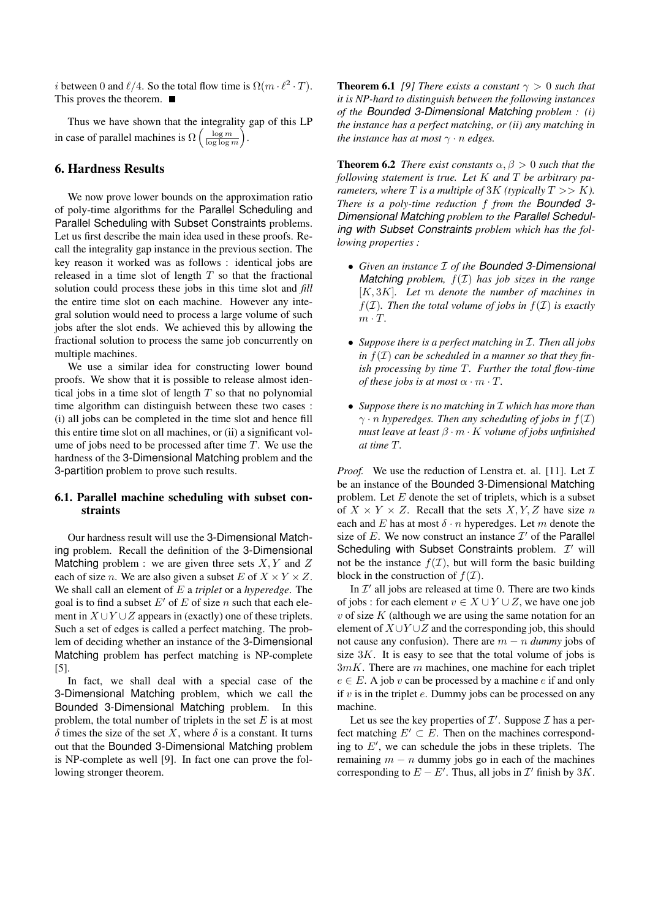$i$ between 0 and $\ell/4$. So the total flow time is $\Omega(m \cdot \ell^2 \cdot T)$. This proves the theorem. ■

Thus we have shown that the integrality gap of this LP in case of parallel machines is $\Omega\left(\frac{\log m}{\log \log m}\right)$.

## 6. Hardness Results

We now prove lower bounds on the approximation ratio of poly-time algorithms for the Parallel Scheduling and Parallel Scheduling with Subset Constraints problems. Let us first describe the main idea used in these proofs. Recall the integrality gap instance in the previous section. The key reason it worked was as follows : identical jobs are released in a time slot of length $T$ so that the fractional solution could process these jobs in this time slot and *fill* the entire time slot on each machine. However any integral solution would need to process a large volume of such jobs after the slot ends. We achieved this by allowing the fractional solution to process the same job concurrently on multiple machines.

We use a similar idea for constructing lower bound proofs. We show that it is possible to release almost identical jobs in a time slot of length $T$ so that no polynomial time algorithm can distinguish between these two cases : (i) all jobs can be completed in the time slot and hence fill this entire time slot on all machines, or (ii) a significant volume of jobs need to be processed after time $T$. We use the hardness of the 3-Dimensional Matching problem and the 3-partition problem to prove such results.

### 6.1. Parallel machine scheduling with subset constraints

Our hardness result will use the 3-Dimensional Matching problem. Recall the definition of the 3-Dimensional Matching problem : we are given three sets $X, Y$ and $Z$ each of size $n$. We are also given a subset $E$ of $X \times Y \times Z$. We shall call an element of $E$ a *triplet* or a *hyperedge*. The goal is to find a subset $E'$ of $E$ of size $n$ such that each element in $X \cup Y \cup Z$ appears in (exactly) one of these triplets. Such a set of edges is called a perfect matching. The problem of deciding whether an instance of the 3-Dimensional Matching problem has perfect matching is NP-complete [5].

In fact, we shall deal with a special case of the 3-Dimensional Matching problem, which we call the Bounded 3-Dimensional Matching problem. In this problem, the total number of triplets in the set $E$ is at most $\delta$ times the size of the set $X$, where $\delta$ is a constant. It turns out that the Bounded 3-Dimensional Matching problem is NP-complete as well [9]. In fact one can prove the following stronger theorem.

**Theorem 6.1** *[9] There exists a constant $\gamma > 0$ such that it is NP-hard to distinguish between the following instances of the Bounded 3-Dimensional Matching problem : (i) the instance has a perfect matching, or (ii) any matching in the instance has at most $\gamma \cdot n$ edges.*

**Theorem 6.2** *There exist constants $\alpha, \beta > 0$ such that the following statement is true. Let $K$ and $T$ be arbitrary parameters, where $T$ is a multiple of $3K$ (typically $T >> K$). There is a poly-time reduction $f$ from the Bounded 3-Dimensional Matching problem to the Parallel Scheduling with Subset Constraints problem which has the following properties :*

- *Given an instance $\mathcal{I}$ of the Bounded 3-Dimensional Matching problem, $f(\mathcal{I})$ has job sizes in the range $[K, 3K]$. Let $m$ denote the number of machines in $f(\mathcal{I})$. Then the total volume of jobs in $f(\mathcal{I})$ is exactly $m \cdot T$.*
- *Suppose there is a perfect matching in $\mathcal{I}$. Then all jobs in $f(\mathcal{I})$ can be scheduled in a manner so that they finish processing by time $T$. Further the total flow-time of these jobs is at most $\alpha \cdot m \cdot T$.*
- *Suppose there is no matching in $\mathcal{I}$ which has more than $\gamma \cdot n$ hyperedges. Then any scheduling of jobs in $f(\mathcal{I})$ must leave at least $\beta \cdot m \cdot K$ volume of jobs unfinished at time $T$.*

*Proof.* We use the reduction of Lenstra et. al. [11]. Let $\mathcal{I}$ be an instance of the Bounded 3-Dimensional Matching problem. Let $E$ denote the set of triplets, which is a subset of $X \times Y \times Z$. Recall that the sets $X, Y, Z$ have size $n$ each and $E$ has at most $\delta \cdot n$ hyperedges. Let $m$ denote the size of $E$. We now construct an instance $\mathcal{I}'$ of the Parallel Scheduling with Subset Constraints problem. $\mathcal{I}'$ will not be the instance $f(\mathcal{I})$, but will form the basic building block in the construction of $f(\mathcal{I})$.

In $\mathcal{I}'$ all jobs are released at time 0. There are two kinds of jobs : for each element $v \in X \cup Y \cup Z$, we have one job $v$ of size $K$ (although we are using the same notation for an element of $X \cup Y \cup Z$ and the corresponding job, this should not cause any confusion). There are $m - n$ *dummy* jobs of size $3K$. It is easy to see that the total volume of jobs is $3mK$. There are $m$ machines, one machine for each triplet $e \in E$. A job $v$ can be processed by a machine $e$ if and only if $v$ is in the triplet $e$. Dummy jobs can be processed on any machine.

Let us see the key properties of $\mathcal{I}'$. Suppose $\mathcal{I}$ has a perfect matching $E' \subset E$. Then on the machines corresponding to $E'$, we can schedule the jobs in these triplets. The remaining $m - n$ dummy jobs go in each of the machines corresponding to $E - E'$. Thus, all jobs in $\mathcal{I}'$ finish by $3K$.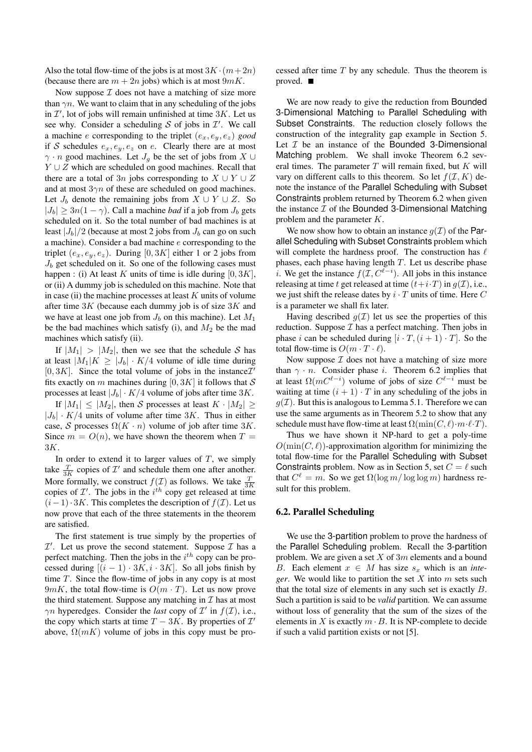Also the total flow-time of the jobs is at most $3K \cdot (m+2n)$ (because there are $m + 2n$ jobs) which is at most $9mK$.

Now suppose $\mathcal{I}$ does not have a matching of size more than $\gamma n$. We want to claim that in any scheduling of the jobs in $\mathcal{I}'$, lot of jobs will remain unfinished at time $3K$. Let us see why. Consider a scheduling $\mathcal{S}$ of jobs in $\mathcal{I}'$. We call a machine $e$ corresponding to the triplet $(e_x, e_y, e_z)$ *good* if $\mathcal{S}$ schedules $e_x, e_y, e_z$ on $e$. Clearly there are at most $\gamma \cdot n$ good machines. Let $J_g$ be the set of jobs from $X \cup Y \cup Z$ which are scheduled on good machines. Recall that there are a total of $3n$ jobs corresponding to $X \cup Y \cup Z$ and at most $3\gamma n$ of these are scheduled on good machines. Let $J_b$ denote the remaining jobs from $X \cup Y \cup Z$. So $|J_b| \geq 3n(1-\gamma)$. Call a machine *bad* if a job from $J_b$ gets scheduled on it. So the total number of bad machines is at least $|J_b|/2$ (because at most 2 jobs from $J_b$ can go on such a machine). Consider a bad machine $e$ corresponding to the triplet $(e_x, e_y, e_z)$. During $[0, 3K]$ either 1 or 2 jobs from $J_b$ get scheduled on it. So one of the following cases must happen : (i) At least $K$ units of time is idle during $[0, 3K]$, or (ii) A dummy job is scheduled on this machine. Note that in case (ii) the machine processes at least $K$ units of volume after time $3K$ (because each dummy job is of size $3K$ and we have at least one job from $J_b$ on this machine). Let $M_1$ be the bad machines which satisfy (i), and $M_2$ be the mad machines which satisfy (ii).

If $|M_1| > |M_2|$, then we see that the schedule $\mathcal{S}$ has at least $|M_1|K \geq |J_b| \cdot K/4$ volume of idle time during $[0, 3K]$. Since the total volume of jobs in the instance $\mathcal{I}'$ fits exactly on $m$ machines during $[0, 3K]$ it follows that $\mathcal{S}$ processes at least $|J_b| \cdot K/4$ volume of jobs after time $3K$.

If $|M_1| \leq |M_2|$, then $\mathcal{S}$ processes at least $K \cdot |M_2| \geq |J_b| \cdot K/4$ units of volume after time $3K$. Thus in either case, $\mathcal{S}$ processes $\Omega(K \cdot n)$ volume of job after time $3K$. Since $m = O(n)$, we have shown the theorem when $T = 3K$.

In order to extend it to larger values of $T$, we simply take $\frac{T}{3K}$ copies of $\mathcal{I}'$ and schedule them one after another. More formally, we construct $f(\mathcal{I})$ as follows. We take $\frac{T}{3K}$ copies of $\mathcal{I}'$. The jobs in the $i^{th}$ copy get released at time $(i-1) \cdot 3K$. This completes the description of $f(\mathcal{I})$. Let us now prove that each of the three statements in the theorem are satisfied.

The first statement is true simply by the properties of $\mathcal{I}'$. Let us prove the second statement. Suppose $\mathcal{I}$ has a perfect matching. Then the jobs in the $i^{th}$ copy can be processed during $[(i-1) \cdot 3K, i \cdot 3K]$. So all jobs finish by time $T$. Since the flow-time of jobs in any copy is at most $9mK$, the total flow-time is $O(m \cdot T)$. Let us now prove the third statement. Suppose any matching in $\mathcal{I}$ has at most $\gamma n$ hyperedges. Consider the *last* copy of $\mathcal{I}'$ in $f(\mathcal{I})$, i.e., the copy which starts at time $T - 3K$. By properties of $\mathcal{I}'$ above, $\Omega(mK)$ volume of jobs in this copy must be processed after time $T$ by any schedule. Thus the theorem is proved. ■

We are now ready to give the reduction from Bounded 3-Dimensional Matching to Parallel Scheduling with Subset Constraints. The reduction closely follows the construction of the integrality gap example in Section 5. Let $\mathcal{I}$ be an instance of the Bounded 3-Dimensional Matching problem. We shall invoke Theorem 6.2 several times. The parameter $T$ will remain fixed, but $K$ will vary on different calls to this theorem. So let $f(\mathcal{I}, K)$ denote the instance of the Parallel Scheduling with Subset Constraints problem returned by Theorem 6.2 when given the instance $\mathcal{I}$ of the Bounded 3-Dimensional Matching problem and the parameter $K$.

We now show how to obtain an instance $g(\mathcal{I})$ of the Parallel Scheduling with Subset Constraints problem which will complete the hardness proof. The construction has $\ell$ phases, each phase having length $T$. Let us describe phase $i$. We get the instance $f(\mathcal{I}, C^{\ell-i})$. All jobs in this instance releasing at time $t$ get released at time $(t+i \cdot T)$ in $g(\mathcal{I})$, i.e., we just shift the release dates by $i \cdot T$ units of time. Here $C$ is a parameter we shall fix later.

Having described $g(\mathcal{I})$ let us see the properties of this reduction. Suppose $\mathcal{I}$ has a perfect matching. Then jobs in phase $i$ can be scheduled during $[i \cdot T, (i+1) \cdot T]$. So the total flow-time is $O(m \cdot T \cdot \ell)$.

Now suppose $\mathcal{I}$ does not have a matching of size more than $\gamma \cdot n$. Consider phase $i$. Theorem 6.2 implies that at least $\Omega(mC^{\ell-i})$ volume of jobs of size $C^{\ell-i}$ must be waiting at time $(i+1) \cdot T$ in any scheduling of the jobs in $g(\mathcal{I})$. But this is analogous to Lemma 5.1. Therefore we can use the same arguments as in Theorem 5.2 to show that any schedule must have flow-time at least $\Omega(\min(C, \ell) \cdot m \cdot \ell \cdot T)$.

Thus we have shown it NP-hard to get a poly-time $O(\min(C, \ell))$-approximation algorithm for minimizing the total flow-time for the Parallel Scheduling with Subset Constraints problem. Now as in Section 5, set $C = \ell$ such that $C^\ell = m$. So we get $\Omega(\log m / \log \log m)$ hardness result for this problem.

### 6.2. Parallel Scheduling

We use the 3-partition problem to prove the hardness of the Parallel Scheduling problem. Recall the 3-partition problem. We are given a set $X$ of $3m$ elements and a bound $B$. Each element $x \in M$ has size $s_x$ which is an *integer*. We would like to partition the set $X$ into $m$ sets such that the total size of elements in any such set is exactly $B$. Such a partition is said to be *valid* partition. We can assume without loss of generality that the sum of the sizes of the elements in $X$ is exactly $m \cdot B$. It is NP-complete to decide if such a valid partition exists or not [5].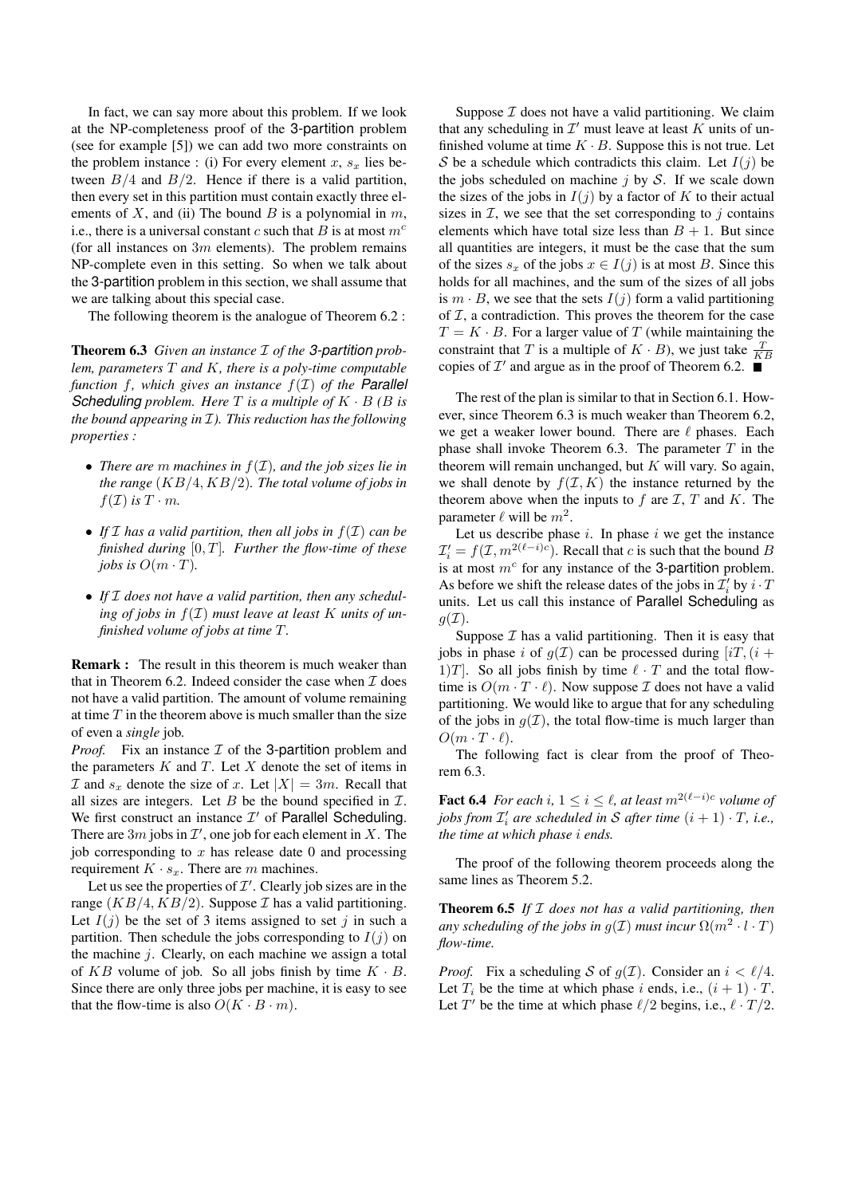In fact, we can say more about this problem. If we look at the NP-completeness proof of the 3-partition problem (see for example [5]) we can add two more constraints on the problem instance : (i) For every element $x$, $s_x$ lies between $B/4$ and $B/2$. Hence if there is a valid partition, then every set in this partition must contain exactly three elements of $X$, and (ii) The bound $B$ is a polynomial in $m$, i.e., there is a universal constant $c$ such that $B$ is at most $m^c$ (for all instances on $3m$ elements). The problem remains NP-complete even in this setting. So when we talk about the 3-partition problem in this section, we shall assume that we are talking about this special case.

The following theorem is the analogue of Theorem 6.2 :

**Theorem 6.3** *Given an instance $\mathcal{I}$ of the 3-partition problem, parameters $T$ and $K$, there is a poly-time computable function $f$, which gives an instance $f(\mathcal{I})$ of the Parallel Scheduling problem. Here $T$ is a multiple of $K \cdot B$ ($B$ is the bound appearing in $\mathcal{I}$). This reduction has the following properties :*

- *There are $m$ machines in $f(\mathcal{I})$, and the job sizes lie in the range $(KB/4, KB/2)$. The total volume of jobs in $f(\mathcal{I})$ is $T \cdot m$.*
- *If $\mathcal{I}$ has a valid partition, then all jobs in $f(\mathcal{I})$ can be finished during $[0, T]$. Further the flow-time of these jobs is $O(m \cdot T)$.*
- *If $\mathcal{I}$ does not have a valid partition, then any scheduling of jobs in $f(\mathcal{I})$ must leave at least $K$ units of unfinished volume of jobs at time $T$.*

**Remark :** The result in this theorem is much weaker than that in Theorem 6.2. Indeed consider the case when $\mathcal{I}$ does not have a valid partition. The amount of volume remaining at time $T$ in the theorem above is much smaller than the size of even a *single* job.

*Proof.* Fix an instance $\mathcal{I}$ of the 3-partition problem and the parameters $K$ and $T$. Let $X$ denote the set of items in $\mathcal{I}$ and $s_x$ denote the size of $x$. Let $|X| = 3m$. Recall that all sizes are integers. Let $B$ be the bound specified in $\mathcal{I}$. We first construct an instance $\mathcal{I}'$ of Parallel Scheduling. There are $3m$ jobs in $\mathcal{I}'$, one job for each element in $X$. The job corresponding to $x$ has release date 0 and processing requirement $K \cdot s_x$. There are $m$ machines.

Let us see the properties of $\mathcal{I}'$. Clearly job sizes are in the range $(KB/4, KB/2)$. Suppose $\mathcal{I}$ has a valid partitioning. Let $I(j)$ be the set of 3 items assigned to set $j$ in such a partition. Then schedule the jobs corresponding to $I(j)$ on the machine $j$. Clearly, on each machine we assign a total of $KB$ volume of job. So all jobs finish by time $K \cdot B$. Since there are only three jobs per machine, it is easy to see that the flow-time is also $O(K \cdot B \cdot m)$.

Suppose $\mathcal{I}$ does not have a valid partitioning. We claim that any scheduling in $\mathcal{I}'$ must leave at least $K$ units of unfinished volume at time $K \cdot B$. Suppose this is not true. Let $\mathcal{S}$ be a schedule which contradicts this claim. Let $I(j)$ be the jobs scheduled on machine $j$ by $\mathcal{S}$. If we scale down the sizes of the jobs in $I(j)$ by a factor of $K$ to their actual sizes in $\mathcal{I}$, we see that the set corresponding to $j$ contains elements which have total size less than $B + 1$. But since all quantities are integers, it must be the case that the sum of the sizes $s_x$ of the jobs $x \in I(j)$ is at most $B$. Since this holds for all machines, and the sum of the sizes of all jobs is $m \cdot B$, we see that the sets $I(j)$ form a valid partitioning of $\mathcal{I}$, a contradiction. This proves the theorem for the case $T = K \cdot B$. For a larger value of $T$ (while maintaining the constraint that $T$ is a multiple of $K \cdot B$), we just take $\frac{T}{KB}$ copies of $\mathcal{I}'$ and argue as in the proof of Theorem 6.2. ■

The rest of the plan is similar to that in Section 6.1. However, since Theorem 6.3 is much weaker than Theorem 6.2, we get a weaker lower bound. There are $\ell$ phases. Each phase shall invoke Theorem 6.3. The parameter $T$ in the theorem will remain unchanged, but $K$ will vary. So again, we shall denote by $f(\mathcal{I}, K)$ the instance returned by the theorem above when the inputs to $f$ are $\mathcal{I}$, $T$ and $K$. The parameter $\ell$ will be $m^2$.

Let us describe phase $i$. In phase $i$ we get the instance $\mathcal{I}'_i = f(\mathcal{I}, m^{2(\ell - i)c})$. Recall that $c$ is such that the bound $B$ is at most $m^c$ for any instance of the 3-partition problem. As before we shift the release dates of the jobs in $\mathcal{I}'_i$ by $i \cdot T$ units. Let us call this instance of Parallel Scheduling as $g(\mathcal{I})$.

Suppose $\mathcal{I}$ has a valid partitioning. Then it is easy that jobs in phase $i$ of $g(\mathcal{I})$ can be processed during $[iT, (i+1)T]$. So all jobs finish by time $\ell \cdot T$ and the total flow-time is $O(m \cdot T \cdot \ell)$. Now suppose $\mathcal{I}$ does not have a valid partitioning. We would like to argue that for any scheduling of the jobs in $g(\mathcal{I})$, the total flow-time is much larger than $O(m \cdot T \cdot \ell)$.

The following fact is clear from the proof of Theorem 6.3.

**Fact 6.4** *For each $i$, $1 \leq i \leq \ell$, at least $m^{2(\ell - i)c}$ volume of jobs from $\mathcal{I}'_i$ are scheduled in $\mathcal{S}$ after time $(i+1) \cdot T$, i.e., the time at which phase $i$ ends.*

The proof of the following theorem proceeds along the same lines as Theorem 5.2.

**Theorem 6.5** *If $\mathcal{I}$ does not has a valid partitioning, then any scheduling of the jobs in $g(\mathcal{I})$ must incur $\Omega(m^2 \cdot l \cdot T)$ flow-time.*

*Proof.* Fix a scheduling $\mathcal{S}$ of $g(\mathcal{I})$. Consider an $i < \ell/4$. Let $T_i$ be the time at which phase $i$ ends, i.e., $(i+1) \cdot T$. Let $T'$ be the time at which phase $\ell/2$ begins, i.e., $\ell \cdot T/2$.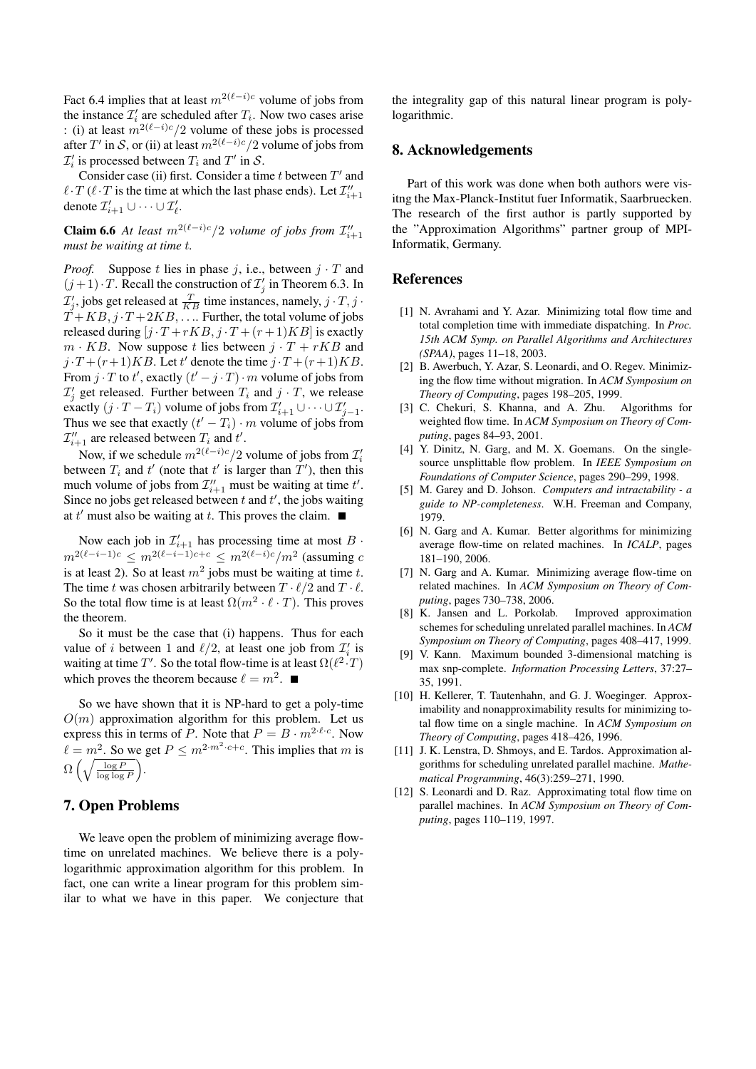Fact 6.4 implies that at least $m^{2(\ell-i)c}$ volume of jobs from the instance $\mathcal{I}'_i$ are scheduled after $T_i$. Now two cases arise : (i) at least $m^{2(\ell-i)c}/2$ volume of these jobs is processed after $T'$ in $\mathcal{S}$, or (ii) at least $m^{2(\ell-i)c}/2$ volume of jobs from $\mathcal{I}'_i$ is processed between $T_i$ and $T'$ in $\mathcal{S}$.

Consider case (ii) first. Consider a time $t$ between $T'$ and $\ell \cdot T$ ($\ell \cdot T$ is the time at which the last phase ends). Let $\mathcal{I}''_{i+1}$ denote $\mathcal{I}'_{i+1} \cup \cdots \cup \mathcal{I}'_\ell$.

**Claim 6.6** *At least $m^{2(\ell-i)c}/2$ volume of jobs from $\mathcal{I}''_{i+1}$ must be waiting at time $t$.*

*Proof.* Suppose $t$ lies in phase $j$, i.e., between $j \cdot T$ and $(j+1) \cdot T$. Recall the construction of $\mathcal{I}'_j$ in Theorem 6.3. In $\mathcal{I}'_j$, jobs get released at $\frac{T}{KB}$ time instances, namely, $j \cdot T, j \cdot T + KB, j \cdot T + 2KB, \ldots$. Further, the total volume of jobs released during $[j \cdot T + rKB, j \cdot T + (r+1)KB]$ is exactly $m \cdot KB$. Now suppose $t$ lies between $j \cdot T + rKB$ and $j \cdot T + (r+1)KB$. Let $t'$ denote the time $j \cdot T + (r+1)KB$. From $j \cdot T$ to $t'$, exactly $(t' - j \cdot T) \cdot m$ volume of jobs from $\mathcal{I}'_j$ get released. Further between $T_i$ and $j \cdot T$, we release exactly $(j \cdot T - T_i)$ volume of jobs from $\mathcal{I}'_{i+1} \cup \cdots \cup \mathcal{I}'_{j-1}$. Thus we see that exactly $(t' - T_i) \cdot m$ volume of jobs from $\mathcal{I}''_{i+1}$ are released between $T_i$ and $t'$.

Now, if we schedule $m^{2(\ell-i)c}/2$ volume of jobs from $\mathcal{I}'_i$ between $T_i$ and $t'$ (note that $t'$ is larger than $T'$), then this much volume of jobs from $\mathcal{I}''_{i+1}$ must be waiting at time $t'$. Since no jobs get released between $t$ and $t'$, the jobs waiting at $t'$ must also be waiting at $t$. This proves the claim. ■

Now each job in $\mathcal{I}'_{i+1}$ has processing time at most $B \cdot m^{2(\ell-i-1)c} \leq m^{2(\ell-i-1)c+c} \leq m^{2(\ell-i)c}/m^2$ (assuming $c$ is at least 2). So at least $m^2$ jobs must be waiting at time $t$. The time $t$ was chosen arbitrarily between $T \cdot \ell/2$ and $T \cdot \ell$. So the total flow time is at least $\Omega(m^2 \cdot \ell \cdot T)$. This proves the theorem.

So it must be the case that (i) happens. Thus for each value of $i$ between 1 and $\ell/2$, at least one job from $\mathcal{I}'_i$ is waiting at time $T'$. So the total flow-time is at least $\Omega(\ell^2 \cdot T)$ which proves the theorem because $\ell = m^2$. ■

So we have shown that it is NP-hard to get a poly-time $O(m)$ approximation algorithm for this problem. Let us express this in terms of $P$. Note that $P = B \cdot m^{2 \cdot \ell \cdot c}$. Now $\ell = m^2$. So we get $P \leq m^{2 \cdot m^2 \cdot c + c}$. This implies that $m$ is $\Omega\left(\sqrt{\frac{\log P}{\log \log P}}\right)$.

## 7. Open Problems

We leave open the problem of minimizing average flow-time on unrelated machines. We believe there is a poly-logarithmic approximation algorithm for this problem. In fact, one can write a linear program for this problem similar to what we have in this paper. We conjecture that the integrality gap of this natural linear program is poly-logarithmic.

## 8. Acknowledgements

Part of this work was done when both authors were visitng the Max-Planck-Institut fuer Informatik, Saarbruecken. The research of the first author is partly supported by the "Approximation Algorithms" partner group of MPI-Informatik, Germany.

## References

[1] N. Avrahami and Y. Azar. Minimizing total flow time and total completion time with immediate dispatching. In *Proc. 15th ACM Symp. on Parallel Algorithms and Architectures (SPAA)*, pages 11–18, 2003.

[2] B. Awerbuch, Y. Azar, S. Leonardi, and O. Regev. Minimizing the flow time without migration. In *ACM Symposium on Theory of Computing*, pages 198–205, 1999.

[3] C. Chekuri, S. Khanna, and A. Zhu. Algorithms for weighted flow time. In *ACM Symposium on Theory of Computing*, pages 84–93, 2001.

[4] Y. Dinitz, N. Garg, and M. X. Goemans. On the single-source unsplittable flow problem. In *IEEE Symposium on Foundations of Computer Science*, pages 290–299, 1998.

[5] M. Garey and D. Johson. *Computers and intractability - a guide to NP-completeness*. W.H. Freeman and Company, 1979.

[6] N. Garg and A. Kumar. Better algorithms for minimizing average flow-time on related machines. In *ICALP*, pages 181–190, 2006.

[7] N. Garg and A. Kumar. Minimizing average flow-time on related machines. In *ACM Symposium on Theory of Computing*, pages 730–738, 2006.

[8] K. Jansen and L. Porkolab. Improved approximation schemes for scheduling unrelated parallel machines. In *ACM Symposium on Theory of Computing*, pages 408–417, 1999.

[9] V. Kann. Maximum bounded 3-dimensional matching is max snp-complete. *Information Processing Letters*, 37:27–35, 1991.

[10] H. Kellerer, T. Tautenhahn, and G. J. Woeginger. Approximability and nonapproximability results for minimizing total flow time on a single machine. In *ACM Symposium on Theory of Computing*, pages 418–426, 1996.

[11] J. K. Lenstra, D. Shmoys, and E. Tardos. Approximation algorithms for scheduling unrelated parallel machine. *Mathematical Programming*, 46(3):259–271, 1990.

[12] S. Leonardi and D. Raz. Approximating total flow time on parallel machines. In *ACM Symposium on Theory of Computing*, pages 110–119, 1997.